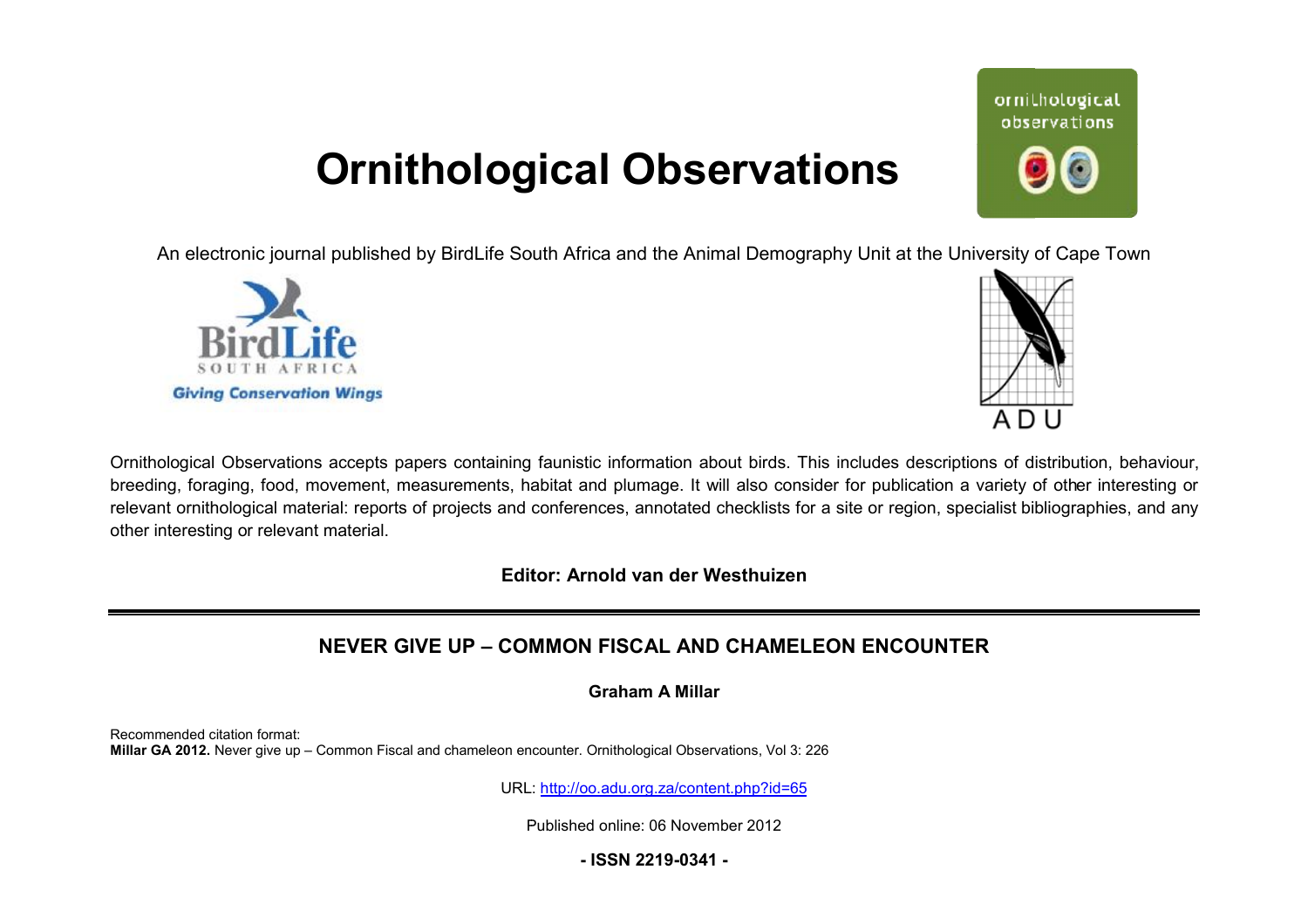# Ornithological Observations

An electronic journal published by BirdLife South Africa and the Animal Demography Unit at the University of Cape Town

Ornithological Observations accepts papers containing faunistic information about birds. This includes descriptions of distribution, behaviour, breeding, foraging, food, movement, measurements, habitat and plumage. It will also consider for publication a variety of other interesting or relevant ornithological material: reports of projects and conferences, annotated checklists for a site or region, specialist bibliographies, and any other interesting or relevant material.

**Editor: Arnold van der Westhuizen**

## NEVER GIVE UP – COMMON FISCAL AND CHAMELEON ENCOUNTER

**Graham A Millar**

Recommended citation format:
**Millar GA 2012.** Never give up – Common Fiscal and chameleon encounter. Ornithological Observations, Vol 3: 226

URL: http://oo.adu.org.za/content.php?id=65

Published online: 06 November 2012

**- ISSN 2219-0341 -**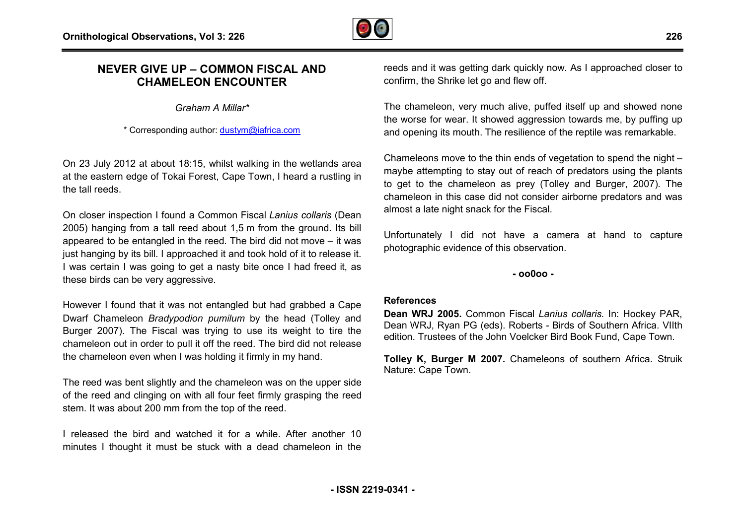# NEVER GIVE UP – COMMON FISCAL AND CHAMELEON ENCOUNTER

*Graham A Millar\**

\* Corresponding author: dustym@iafrica.com

On 23 July 2012 at about 18:15, whilst walking in the wetlands area at the eastern edge of Tokai Forest, Cape Town, I heard a rustling in the tall reeds.

On closer inspection I found a Common Fiscal *Lanius collaris* (Dean 2005) hanging from a tall reed about 1,5 m from the ground. Its bill appeared to be entangled in the reed. The bird did not move – it was just hanging by its bill. I approached it and took hold of it to release it. I was certain I was going to get a nasty bite once I had freed it, as these birds can be very aggressive.

However I found that it was not entangled but had grabbed a Cape Dwarf Chameleon *Bradypodion pumilum* by the head (Tolley and Burger 2007). The Fiscal was trying to use its weight to tire the chameleon out in order to pull it off the reed. The bird did not release the chameleon even when I was holding it firmly in my hand.

The reed was bent slightly and the chameleon was on the upper side of the reed and clinging on with all four feet firmly grasping the reed stem. It was about 200 mm from the top of the reed.

I released the bird and watched it for a while. After another 10 minutes I thought it must be stuck with a dead chameleon in the reeds and it was getting dark quickly now. As I approached closer to confirm, the Shrike let go and flew off.

The chameleon, very much alive, puffed itself up and showed none the worse for wear. It showed aggression towards me, by puffing up and opening its mouth. The resilience of the reptile was remarkable.

Chameleons move to the thin ends of vegetation to spend the night – maybe attempting to stay out of reach of predators using the plants to get to the chameleon as prey (Tolley and Burger, 2007). The chameleon in this case did not consider airborne predators and was almost a late night snack for the Fiscal.

Unfortunately I did not have a camera at hand to capture photographic evidence of this observation.

- oo0oo -

## References

**Dean WRJ 2005.** Common Fiscal *Lanius collaris.* In: Hockey PAR, Dean WRJ, Ryan PG (eds). Roberts - Birds of Southern Africa. VIIth edition. Trustees of the John Voelcker Bird Book Fund, Cape Town.

**Tolley K, Burger M 2007.** Chameleons of southern Africa. Struik Nature: Cape Town.